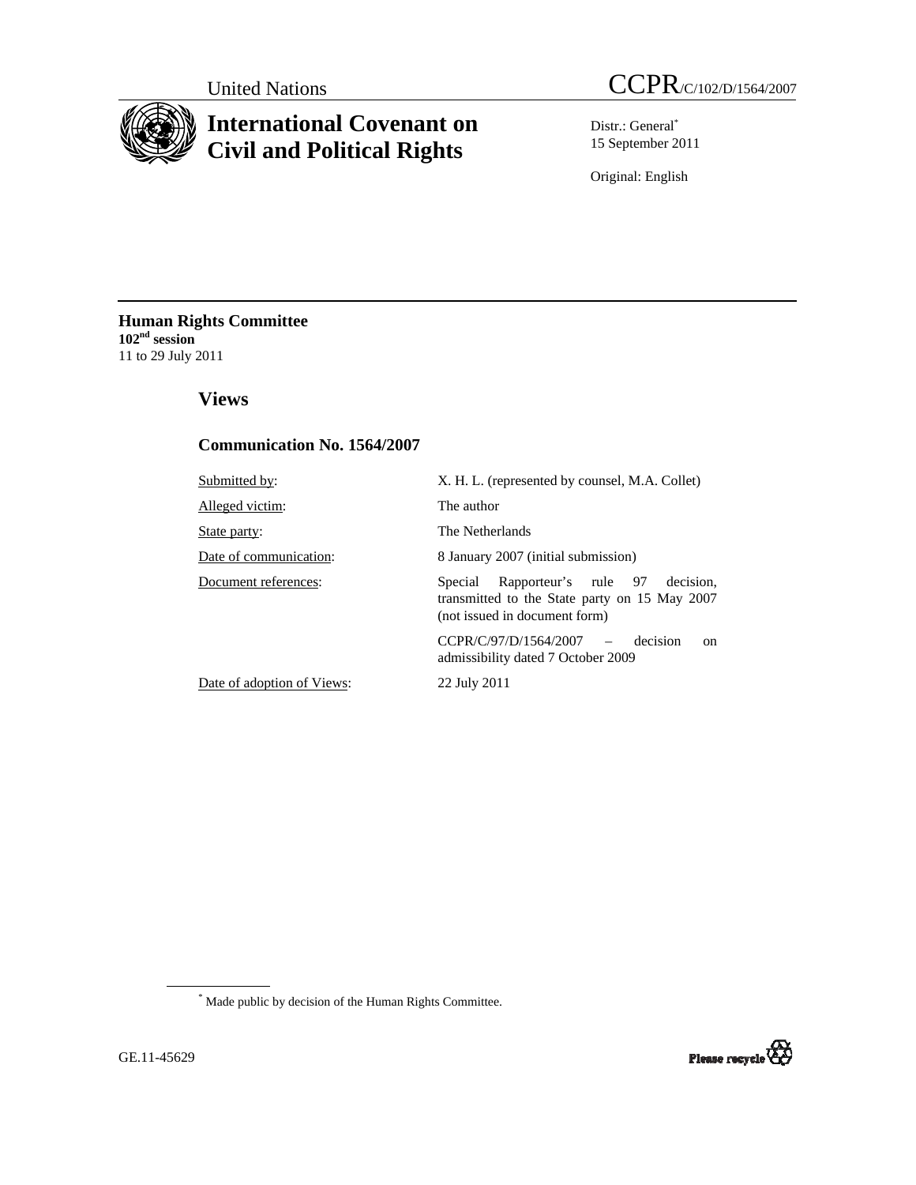United Nations CCPR/C/102/D/1564/2007

# International Covenant on Civil and Political Rights

Distr.: General[*]
15 September 2011

Original: English

**Human Rights Committee**
**102[nd] session**
11 to 29 July 2011

## Views

### Communication No. 1564/2007

| | |
|---|---|
| Submitted by: | X. H. L. (represented by counsel, M.A. Collet) |
| Alleged victim: | The author |
| State party: | The Netherlands |
| Date of communication: | 8 January 2007 (initial submission) |
| Document references: | Special Rapporteur's rule 97 decision, transmitted to the State party on 15 May 2007 (not issued in document form) |
| | CCPR/C/97/D/1564/2007 – decision on admissibility dated 7 October 2009 |
| Date of adoption of Views: | 22 July 2011 |

[*] Made public by decision of the Human Rights Committee.

GE.11-45629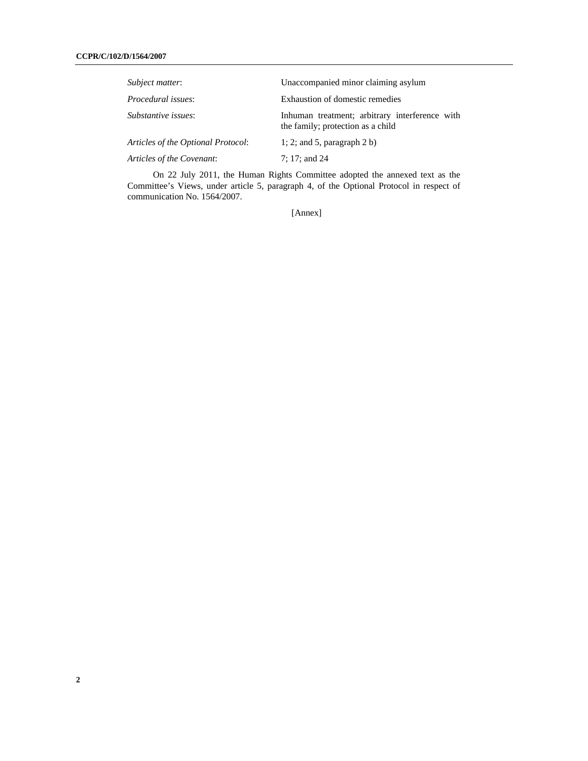| | |
|---|---|
| *Subject matter*: | Unaccompanied minor claiming asylum |
| *Procedural issues*: | Exhaustion of domestic remedies |
| *Substantive issues*: | Inhuman treatment; arbitrary interference with the family; protection as a child |
| *Articles of the Optional Protocol*: | 1; 2; and 5, paragraph 2 b) |
| *Articles of the Covenant*: | 7; 17; and 24 |

On 22 July 2011, the Human Rights Committee adopted the annexed text as the Committee's Views, under article 5, paragraph 4, of the Optional Protocol in respect of communication No. 1564/2007.

[Annex]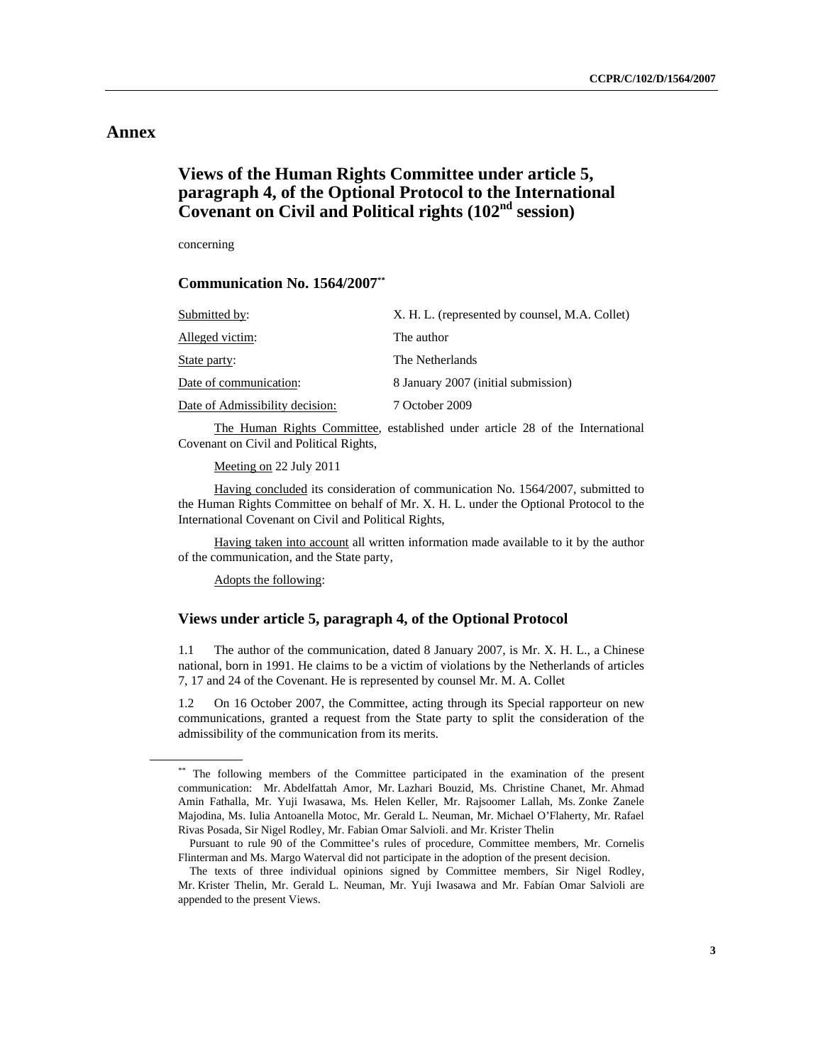# Annex

## Views of the Human Rights Committee under article 5, paragraph 4, of the Optional Protocol to the International Covenant on Civil and Political rights (102nd session)

concerning

### Communication No. 1564/2007**

| | |
|---|---|
| Submitted by: | X. H. L. (represented by counsel, M.A. Collet) |
| Alleged victim: | The author |
| State party: | The Netherlands |
| Date of communication: | 8 January 2007 (initial submission) |
| Date of Admissibility decision: | 7 October 2009 |

The Human Rights Committee, established under article 28 of the International Covenant on Civil and Political Rights,

Meeting on 22 July 2011

Having concluded its consideration of communication No. 1564/2007, submitted to the Human Rights Committee on behalf of Mr. X. H. L. under the Optional Protocol to the International Covenant on Civil and Political Rights,

Having taken into account all written information made available to it by the author of the communication, and the State party,

Adopts the following:

### Views under article 5, paragraph 4, of the Optional Protocol

1.1 The author of the communication, dated 8 January 2007, is Mr. X. H. L., a Chinese national, born in 1991. He claims to be a victim of violations by the Netherlands of articles 7, 17 and 24 of the Covenant. He is represented by counsel Mr. M. A. Collet

1.2 On 16 October 2007, the Committee, acting through its Special rapporteur on new communications, granted a request from the State party to split the consideration of the admissibility of the communication from its merits.

---

** The following members of the Committee participated in the examination of the present communication: Mr. Abdelfattah Amor, Mr. Lazhari Bouzid, Ms. Christine Chanet, Mr. Ahmad Amin Fathalla, Mr. Yuji Iwasawa, Ms. Helen Keller, Mr. Rajsoomer Lallah, Ms. Zonke Zanele Majodina, Ms. Iulia Antoanella Motoc, Mr. Gerald L. Neuman, Mr. Michael O'Flaherty, Mr. Rafael Rivas Posada, Sir Nigel Rodley, Mr. Fabian Omar Salvioli. and Mr. Krister Thelin

Pursuant to rule 90 of the Committee's rules of procedure, Committee members, Mr. Cornelis Flinterman and Ms. Margo Waterval did not participate in the adoption of the present decision.

The texts of three individual opinions signed by Committee members, Sir Nigel Rodley, Mr. Krister Thelin, Mr. Gerald L. Neuman, Mr. Yuji Iwasawa and Mr. Fabían Omar Salvioli are appended to the present Views.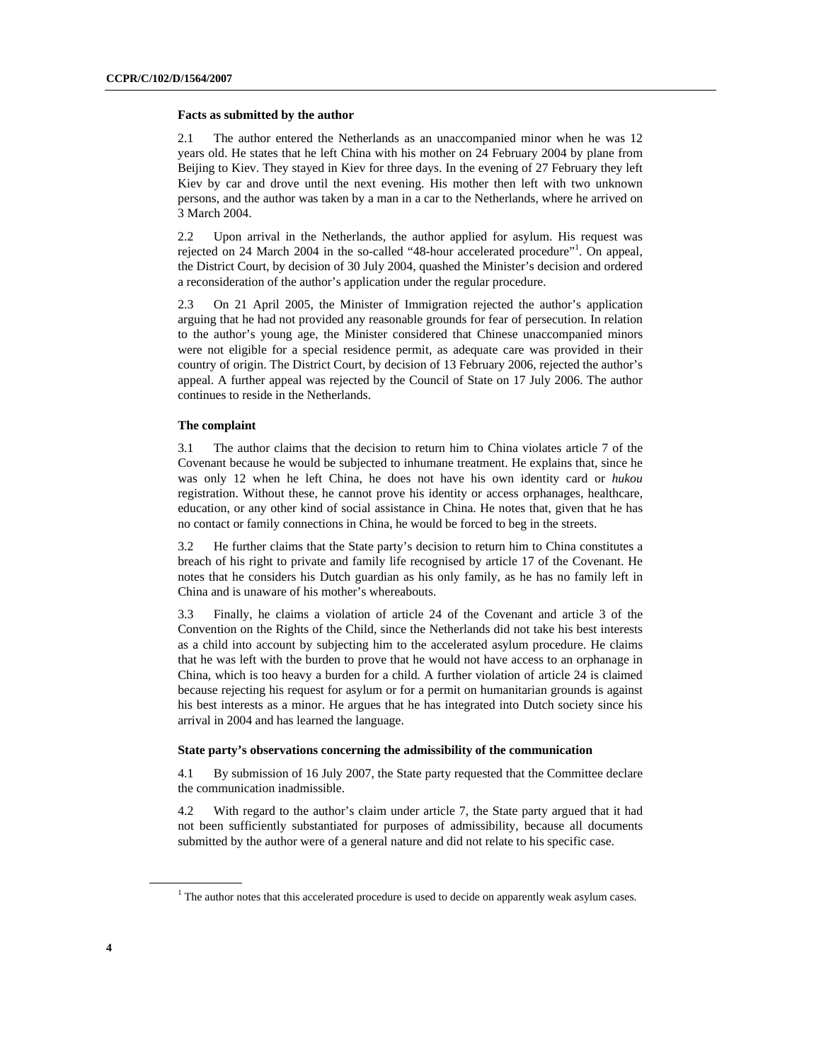### Facts as submitted by the author

2.1 The author entered the Netherlands as an unaccompanied minor when he was 12 years old. He states that he left China with his mother on 24 February 2004 by plane from Beijing to Kiev. They stayed in Kiev for three days. In the evening of 27 February they left Kiev by car and drove until the next evening. His mother then left with two unknown persons, and the author was taken by a man in a car to the Netherlands, where he arrived on 3 March 2004.

2.2 Upon arrival in the Netherlands, the author applied for asylum. His request was rejected on 24 March 2004 in the so-called "48-hour accelerated procedure"[1]. On appeal, the District Court, by decision of 30 July 2004, quashed the Minister's decision and ordered a reconsideration of the author's application under the regular procedure.

2.3 On 21 April 2005, the Minister of Immigration rejected the author's application arguing that he had not provided any reasonable grounds for fear of persecution. In relation to the author's young age, the Minister considered that Chinese unaccompanied minors were not eligible for a special residence permit, as adequate care was provided in their country of origin. The District Court, by decision of 13 February 2006, rejected the author's appeal. A further appeal was rejected by the Council of State on 17 July 2006. The author continues to reside in the Netherlands.

### The complaint

3.1 The author claims that the decision to return him to China violates article 7 of the Covenant because he would be subjected to inhumane treatment. He explains that, since he was only 12 when he left China, he does not have his own identity card or *hukou* registration. Without these, he cannot prove his identity or access orphanages, healthcare, education, or any other kind of social assistance in China. He notes that, given that he has no contact or family connections in China, he would be forced to beg in the streets.

3.2 He further claims that the State party's decision to return him to China constitutes a breach of his right to private and family life recognised by article 17 of the Covenant. He notes that he considers his Dutch guardian as his only family, as he has no family left in China and is unaware of his mother's whereabouts.

3.3 Finally, he claims a violation of article 24 of the Covenant and article 3 of the Convention on the Rights of the Child, since the Netherlands did not take his best interests as a child into account by subjecting him to the accelerated asylum procedure. He claims that he was left with the burden to prove that he would not have access to an orphanage in China, which is too heavy a burden for a child. A further violation of article 24 is claimed because rejecting his request for asylum or for a permit on humanitarian grounds is against his best interests as a minor. He argues that he has integrated into Dutch society since his arrival in 2004 and has learned the language.

### State party's observations concerning the admissibility of the communication

4.1 By submission of 16 July 2007, the State party requested that the Committee declare the communication inadmissible.

4.2 With regard to the author's claim under article 7, the State party argued that it had not been sufficiently substantiated for purposes of admissibility, because all documents submitted by the author were of a general nature and did not relate to his specific case.

---

[1] The author notes that this accelerated procedure is used to decide on apparently weak asylum cases.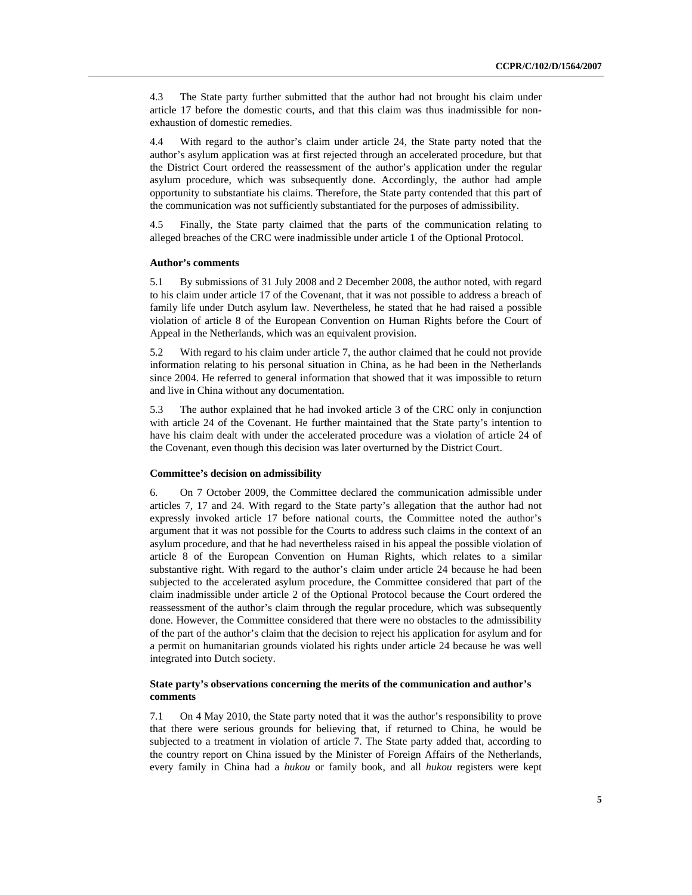4.3 The State party further submitted that the author had not brought his claim under article 17 before the domestic courts, and that this claim was thus inadmissible for non-exhaustion of domestic remedies.

4.4 With regard to the author's claim under article 24, the State party noted that the author's asylum application was at first rejected through an accelerated procedure, but that the District Court ordered the reassessment of the author's application under the regular asylum procedure, which was subsequently done. Accordingly, the author had ample opportunity to substantiate his claims. Therefore, the State party contended that this part of the communication was not sufficiently substantiated for the purposes of admissibility.

4.5 Finally, the State party claimed that the parts of the communication relating to alleged breaches of the CRC were inadmissible under article 1 of the Optional Protocol.

### Author's comments

5.1 By submissions of 31 July 2008 and 2 December 2008, the author noted, with regard to his claim under article 17 of the Covenant, that it was not possible to address a breach of family life under Dutch asylum law. Nevertheless, he stated that he had raised a possible violation of article 8 of the European Convention on Human Rights before the Court of Appeal in the Netherlands, which was an equivalent provision.

5.2 With regard to his claim under article 7, the author claimed that he could not provide information relating to his personal situation in China, as he had been in the Netherlands since 2004. He referred to general information that showed that it was impossible to return and live in China without any documentation.

5.3 The author explained that he had invoked article 3 of the CRC only in conjunction with article 24 of the Covenant. He further maintained that the State party's intention to have his claim dealt with under the accelerated procedure was a violation of article 24 of the Covenant, even though this decision was later overturned by the District Court.

### Committee's decision on admissibility

6. On 7 October 2009, the Committee declared the communication admissible under articles 7, 17 and 24. With regard to the State party's allegation that the author had not expressly invoked article 17 before national courts, the Committee noted the author's argument that it was not possible for the Courts to address such claims in the context of an asylum procedure, and that he had nevertheless raised in his appeal the possible violation of article 8 of the European Convention on Human Rights, which relates to a similar substantive right. With regard to the author's claim under article 24 because he had been subjected to the accelerated asylum procedure, the Committee considered that part of the claim inadmissible under article 2 of the Optional Protocol because the Court ordered the reassessment of the author's claim through the regular procedure, which was subsequently done. However, the Committee considered that there were no obstacles to the admissibility of the part of the author's claim that the decision to reject his application for asylum and for a permit on humanitarian grounds violated his rights under article 24 because he was well integrated into Dutch society.

### State party's observations concerning the merits of the communication and author's comments

7.1 On 4 May 2010, the State party noted that it was the author's responsibility to prove that there were serious grounds for believing that, if returned to China, he would be subjected to a treatment in violation of article 7. The State party added that, according to the country report on China issued by the Minister of Foreign Affairs of the Netherlands, every family in China had a *hukou* or family book, and all *hukou* registers were kept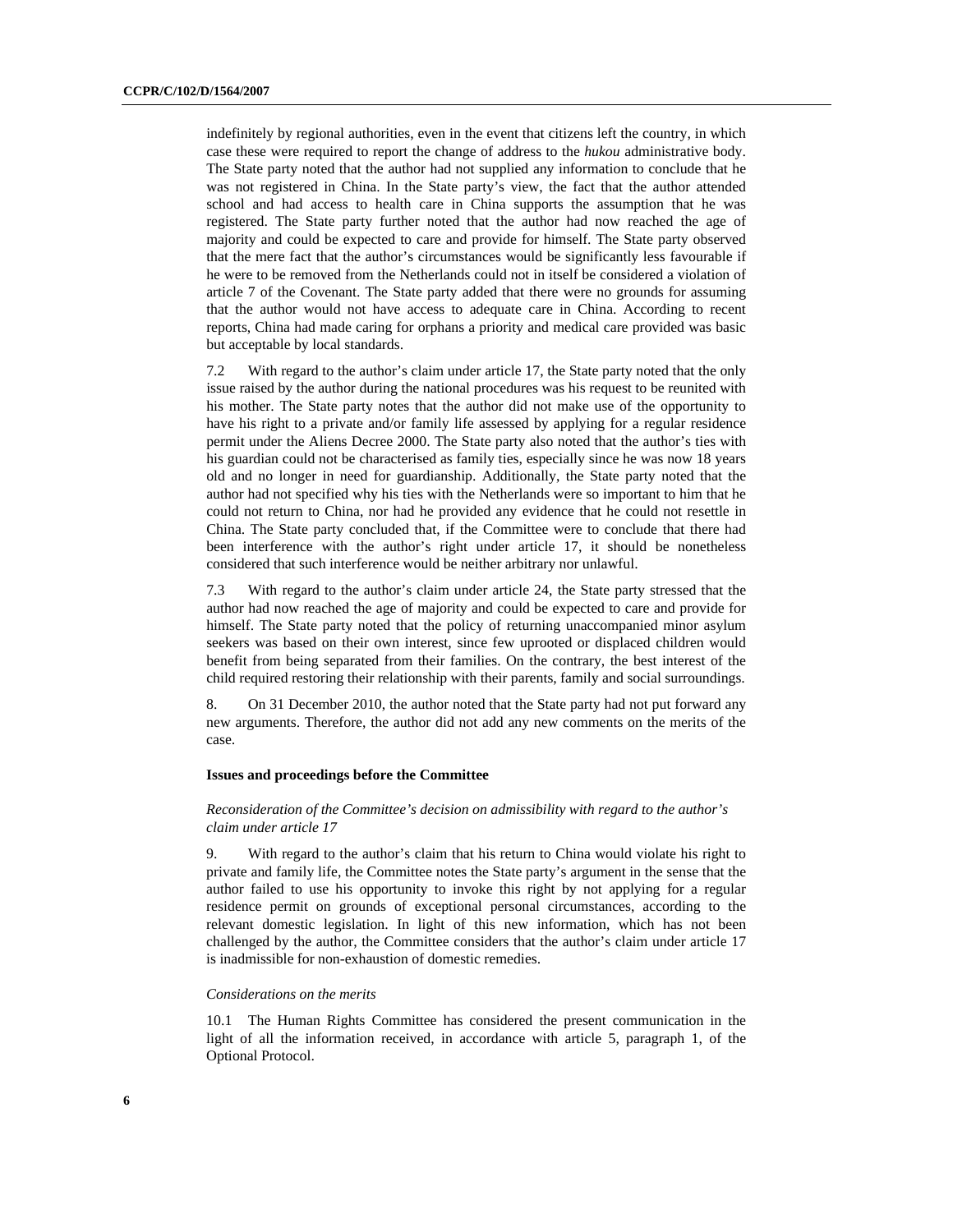indefinitely by regional authorities, even in the event that citizens left the country, in which case these were required to report the change of address to the *hukou* administrative body. The State party noted that the author had not supplied any information to conclude that he was not registered in China. In the State party's view, the fact that the author attended school and had access to health care in China supports the assumption that he was registered. The State party further noted that the author had now reached the age of majority and could be expected to care and provide for himself. The State party observed that the mere fact that the author's circumstances would be significantly less favourable if he were to be removed from the Netherlands could not in itself be considered a violation of article 7 of the Covenant. The State party added that there were no grounds for assuming that the author would not have access to adequate care in China. According to recent reports, China had made caring for orphans a priority and medical care provided was basic but acceptable by local standards.

7.2 With regard to the author's claim under article 17, the State party noted that the only issue raised by the author during the national procedures was his request to be reunited with his mother. The State party notes that the author did not make use of the opportunity to have his right to a private and/or family life assessed by applying for a regular residence permit under the Aliens Decree 2000. The State party also noted that the author's ties with his guardian could not be characterised as family ties, especially since he was now 18 years old and no longer in need for guardianship. Additionally, the State party noted that the author had not specified why his ties with the Netherlands were so important to him that he could not return to China, nor had he provided any evidence that he could not resettle in China. The State party concluded that, if the Committee were to conclude that there had been interference with the author's right under article 17, it should be nonetheless considered that such interference would be neither arbitrary nor unlawful.

7.3 With regard to the author's claim under article 24, the State party stressed that the author had now reached the age of majority and could be expected to care and provide for himself. The State party noted that the policy of returning unaccompanied minor asylum seekers was based on their own interest, since few uprooted or displaced children would benefit from being separated from their families. On the contrary, the best interest of the child required restoring their relationship with their parents, family and social surroundings.

8. On 31 December 2010, the author noted that the State party had not put forward any new arguments. Therefore, the author did not add any new comments on the merits of the case.

### Issues and proceedings before the Committee

*Reconsideration of the Committee's decision on admissibility with regard to the author's claim under article 17*

9. With regard to the author's claim that his return to China would violate his right to private and family life, the Committee notes the State party's argument in the sense that the author failed to use his opportunity to invoke this right by not applying for a regular residence permit on grounds of exceptional personal circumstances, according to the relevant domestic legislation. In light of this new information, which has not been challenged by the author, the Committee considers that the author's claim under article 17 is inadmissible for non-exhaustion of domestic remedies.

*Considerations on the merits*

10.1 The Human Rights Committee has considered the present communication in the light of all the information received, in accordance with article 5, paragraph 1, of the Optional Protocol.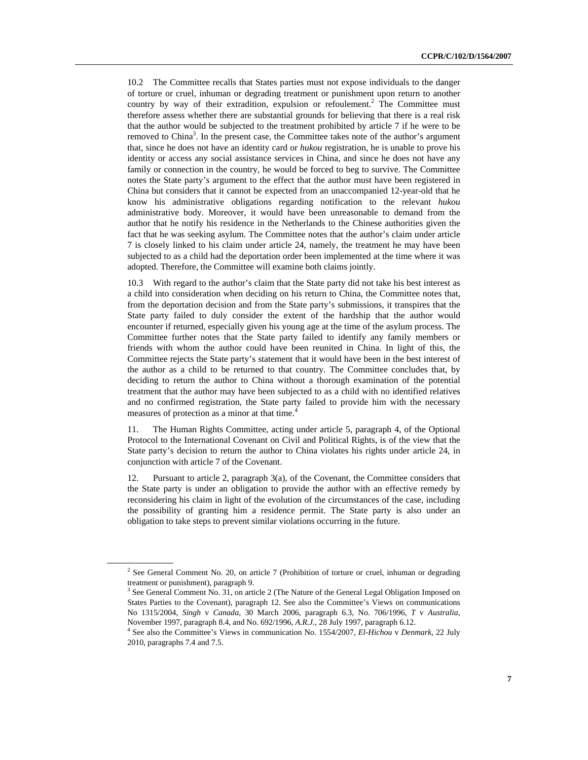10.2 The Committee recalls that States parties must not expose individuals to the danger of torture or cruel, inhuman or degrading treatment or punishment upon return to another country by way of their extradition, expulsion or refoulement.[2] The Committee must therefore assess whether there are substantial grounds for believing that there is a real risk that the author would be subjected to the treatment prohibited by article 7 if he were to be removed to China[3]. In the present case, the Committee takes note of the author's argument that, since he does not have an identity card or *hukou* registration, he is unable to prove his identity or access any social assistance services in China, and since he does not have any family or connection in the country, he would be forced to beg to survive. The Committee notes the State party's argument to the effect that the author must have been registered in China but considers that it cannot be expected from an unaccompanied 12-year-old that he know his administrative obligations regarding notification to the relevant *hukou* administrative body. Moreover, it would have been unreasonable to demand from the author that he notify his residence in the Netherlands to the Chinese authorities given the fact that he was seeking asylum. The Committee notes that the author's claim under article 7 is closely linked to his claim under article 24, namely, the treatment he may have been subjected to as a child had the deportation order been implemented at the time where it was adopted. Therefore, the Committee will examine both claims jointly.

10.3 With regard to the author's claim that the State party did not take his best interest as a child into consideration when deciding on his return to China, the Committee notes that, from the deportation decision and from the State party's submissions, it transpires that the State party failed to duly consider the extent of the hardship that the author would encounter if returned, especially given his young age at the time of the asylum process. The Committee further notes that the State party failed to identify any family members or friends with whom the author could have been reunited in China. In light of this, the Committee rejects the State party's statement that it would have been in the best interest of the author as a child to be returned to that country. The Committee concludes that, by deciding to return the author to China without a thorough examination of the potential treatment that the author may have been subjected to as a child with no identified relatives and no confirmed registration, the State party failed to provide him with the necessary measures of protection as a minor at that time.[4]

11. The Human Rights Committee, acting under article 5, paragraph 4, of the Optional Protocol to the International Covenant on Civil and Political Rights, is of the view that the State party's decision to return the author to China violates his rights under article 24, in conjunction with article 7 of the Covenant.

12. Pursuant to article 2, paragraph 3(a), of the Covenant, the Committee considers that the State party is under an obligation to provide the author with an effective remedy by reconsidering his claim in light of the evolution of the circumstances of the case, including the possibility of granting him a residence permit. The State party is also under an obligation to take steps to prevent similar violations occurring in the future.

---

[2] See General Comment No. 20, on article 7 (Prohibition of torture or cruel, inhuman or degrading treatment or punishment), paragraph 9.

[3] See General Comment No. 31, on article 2 (The Nature of the General Legal Obligation Imposed on States Parties to the Covenant), paragraph 12. See also the Committee's Views on communications No 1315/2004, *Singh* v *Canada*, 30 March 2006, paragraph 6.3, No. 706/1996, *T* v *Australia*, November 1997, paragraph 8.4, and No. 692/1996, *A.R.J.*, 28 July 1997, paragraph 6.12.

[4] See also the Committee's Views in communication No. 1554/2007, *El-Hichou* v *Denmark*, 22 July 2010, paragraphs 7.4 and 7.5.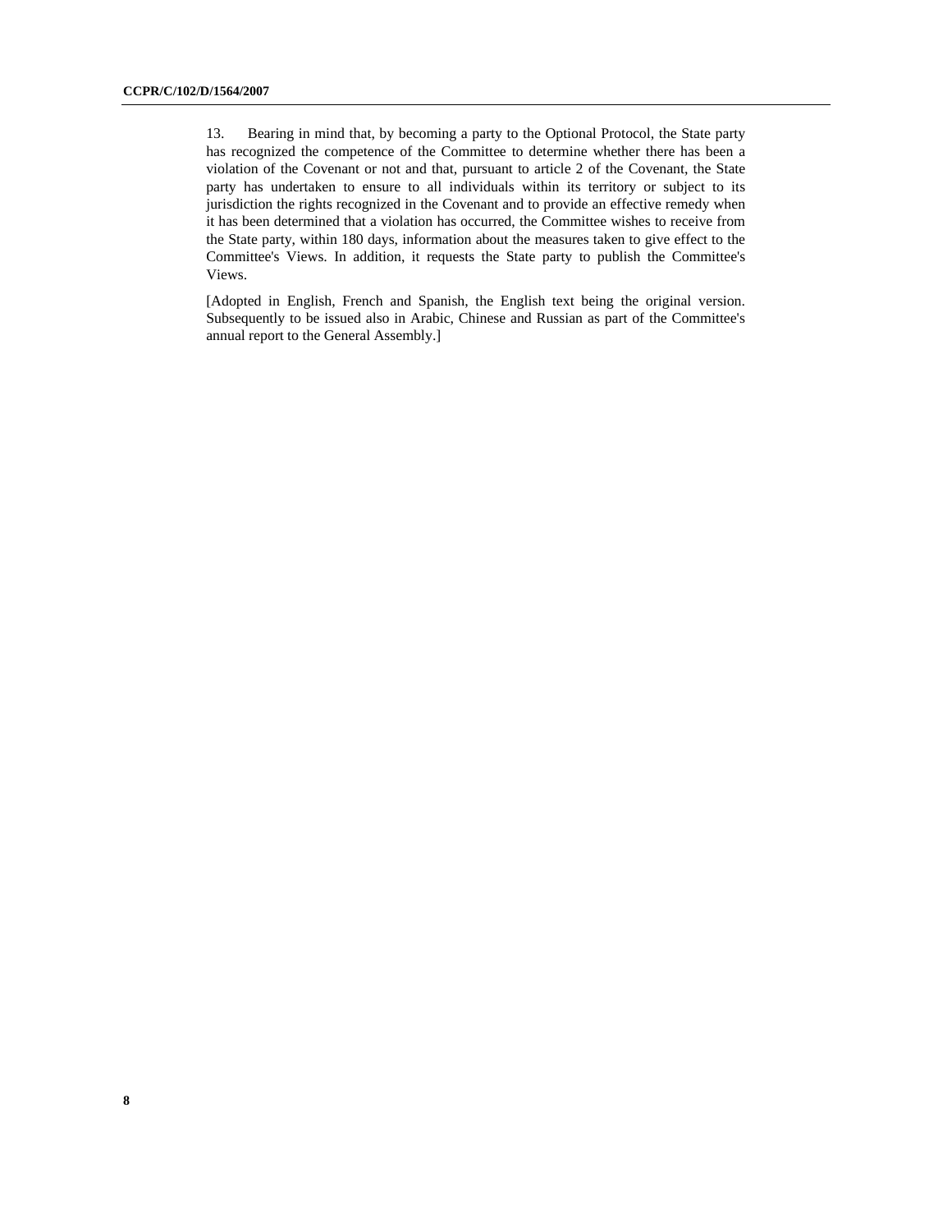13. Bearing in mind that, by becoming a party to the Optional Protocol, the State party has recognized the competence of the Committee to determine whether there has been a violation of the Covenant or not and that, pursuant to article 2 of the Covenant, the State party has undertaken to ensure to all individuals within its territory or subject to its jurisdiction the rights recognized in the Covenant and to provide an effective remedy when it has been determined that a violation has occurred, the Committee wishes to receive from the State party, within 180 days, information about the measures taken to give effect to the Committee's Views. In addition, it requests the State party to publish the Committee's Views.

[Adopted in English, French and Spanish, the English text being the original version. Subsequently to be issued also in Arabic, Chinese and Russian as part of the Committee's annual report to the General Assembly.]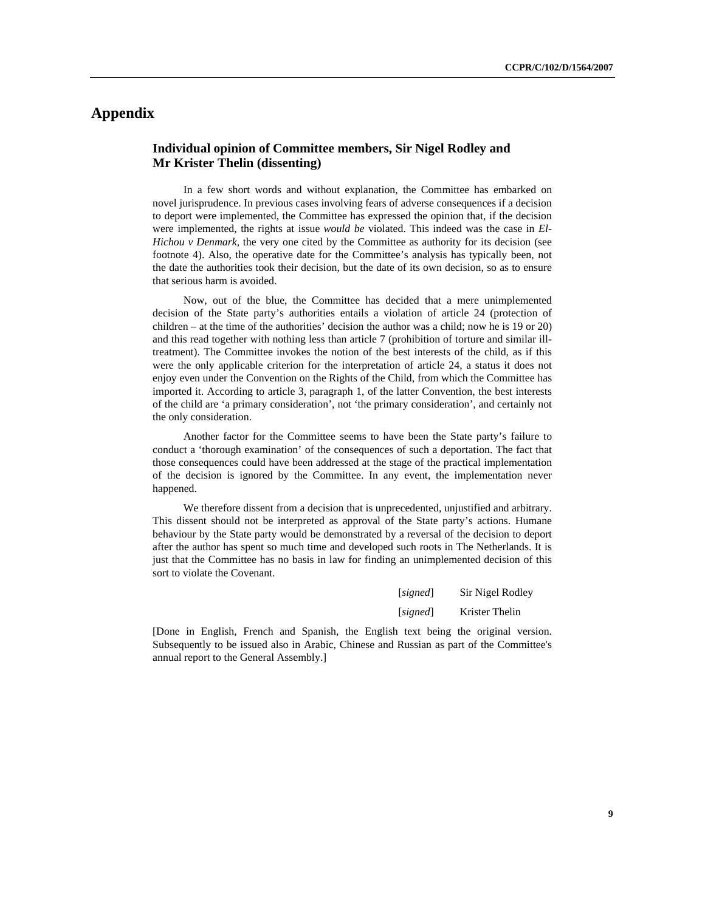# Appendix

## Individual opinion of Committee members, Sir Nigel Rodley and Mr Krister Thelin (dissenting)

In a few short words and without explanation, the Committee has embarked on novel jurisprudence. In previous cases involving fears of adverse consequences if a decision to deport were implemented, the Committee has expressed the opinion that, if the decision were implemented, the rights at issue *would be* violated. This indeed was the case in *El-Hichou v Denmark*, the very one cited by the Committee as authority for its decision (see footnote 4). Also, the operative date for the Committee's analysis has typically been, not the date the authorities took their decision, but the date of its own decision, so as to ensure that serious harm is avoided.

Now, out of the blue, the Committee has decided that a mere unimplemented decision of the State party's authorities entails a violation of article 24 (protection of children – at the time of the authorities' decision the author was a child; now he is 19 or 20) and this read together with nothing less than article 7 (prohibition of torture and similar ill-treatment). The Committee invokes the notion of the best interests of the child, as if this were the only applicable criterion for the interpretation of article 24, a status it does not enjoy even under the Convention on the Rights of the Child, from which the Committee has imported it. According to article 3, paragraph 1, of the latter Convention, the best interests of the child are 'a primary consideration', not 'the primary consideration', and certainly not the only consideration.

Another factor for the Committee seems to have been the State party's failure to conduct a 'thorough examination' of the consequences of such a deportation. The fact that those consequences could have been addressed at the stage of the practical implementation of the decision is ignored by the Committee. In any event, the implementation never happened.

We therefore dissent from a decision that is unprecedented, unjustified and arbitrary. This dissent should not be interpreted as approval of the State party's actions. Humane behaviour by the State party would be demonstrated by a reversal of the decision to deport after the author has spent so much time and developed such roots in The Netherlands. It is just that the Committee has no basis in law for finding an unimplemented decision of this sort to violate the Covenant.

[*signed*] Sir Nigel Rodley

[*signed*] Krister Thelin

[Done in English, French and Spanish, the English text being the original version. Subsequently to be issued also in Arabic, Chinese and Russian as part of the Committee's annual report to the General Assembly.]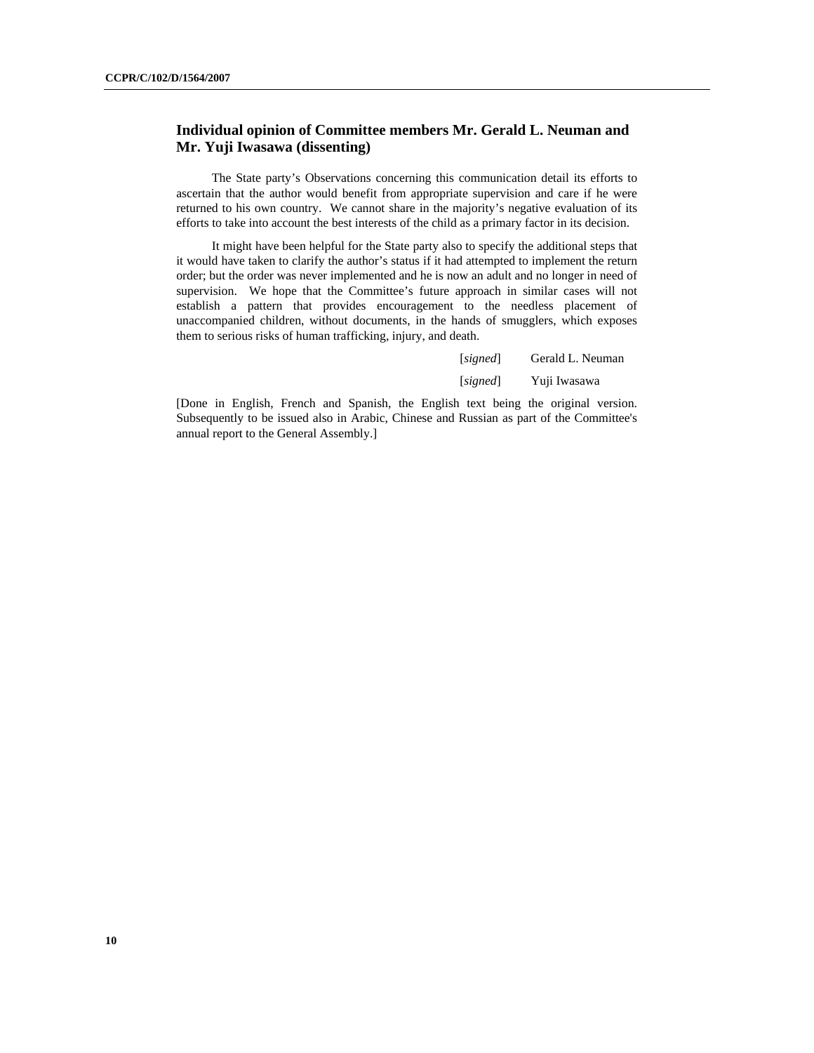## Individual opinion of Committee members Mr. Gerald L. Neuman and Mr. Yuji Iwasawa (dissenting)

The State party's Observations concerning this communication detail its efforts to ascertain that the author would benefit from appropriate supervision and care if he were returned to his own country. We cannot share in the majority's negative evaluation of its efforts to take into account the best interests of the child as a primary factor in its decision.

It might have been helpful for the State party also to specify the additional steps that it would have taken to clarify the author's status if it had attempted to implement the return order; but the order was never implemented and he is now an adult and no longer in need of supervision. We hope that the Committee's future approach in similar cases will not establish a pattern that provides encouragement to the needless placement of unaccompanied children, without documents, in the hands of smugglers, which exposes them to serious risks of human trafficking, injury, and death.

[*signed*] Gerald L. Neuman

[*signed*] Yuji Iwasawa

[Done in English, French and Spanish, the English text being the original version. Subsequently to be issued also in Arabic, Chinese and Russian as part of the Committee's annual report to the General Assembly.]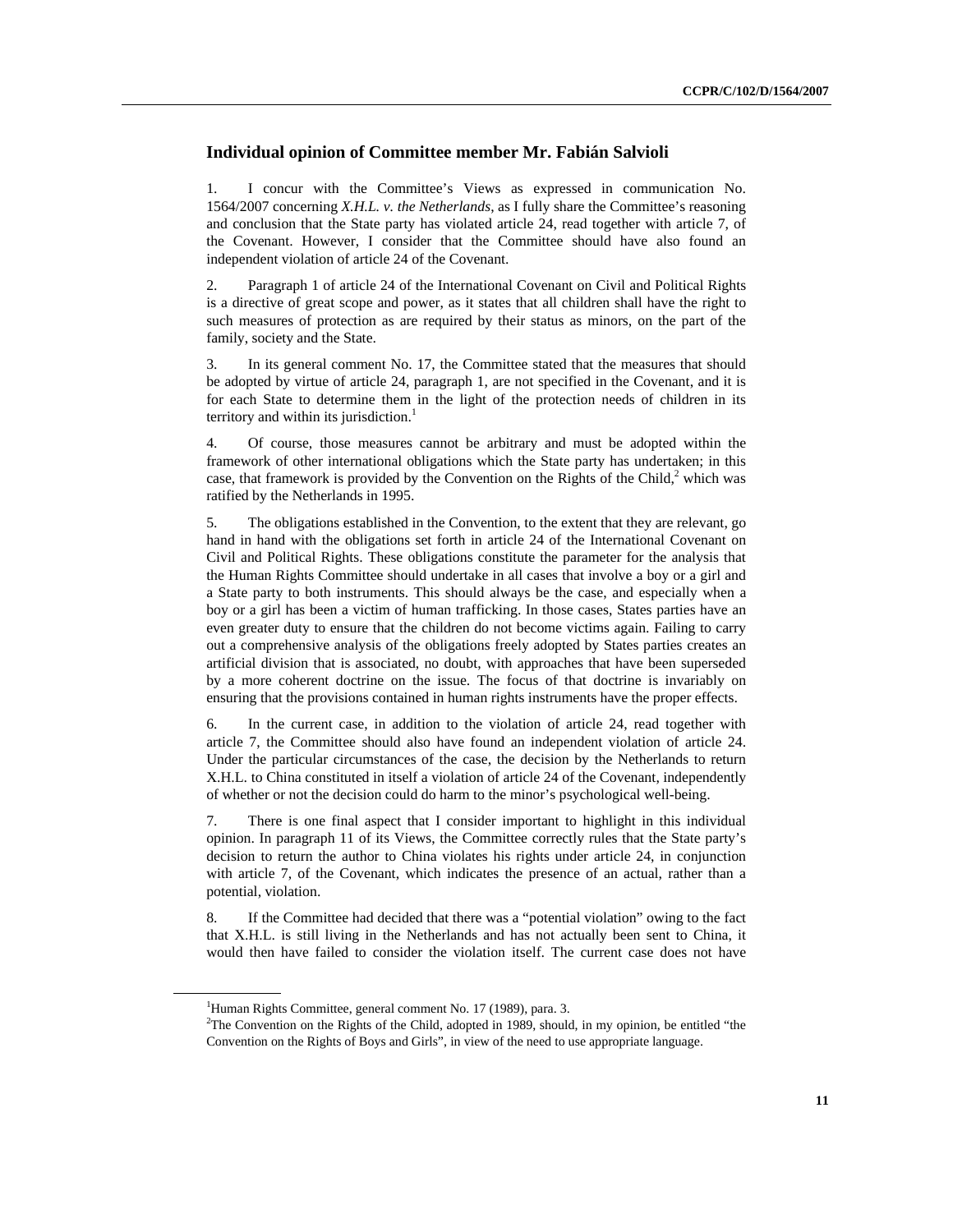## Individual opinion of Committee member Mr. Fabián Salvioli

1. I concur with the Committee's Views as expressed in communication No. 1564/2007 concerning *X.H.L. v. the Netherlands*, as I fully share the Committee's reasoning and conclusion that the State party has violated article 24, read together with article 7, of the Covenant. However, I consider that the Committee should have also found an independent violation of article 24 of the Covenant.

2. Paragraph 1 of article 24 of the International Covenant on Civil and Political Rights is a directive of great scope and power, as it states that all children shall have the right to such measures of protection as are required by their status as minors, on the part of the family, society and the State.

3. In its general comment No. 17, the Committee stated that the measures that should be adopted by virtue of article 24, paragraph 1, are not specified in the Covenant, and it is for each State to determine them in the light of the protection needs of children in its territory and within its jurisdiction.[1]

4. Of course, those measures cannot be arbitrary and must be adopted within the framework of other international obligations which the State party has undertaken; in this case, that framework is provided by the Convention on the Rights of the Child,[2] which was ratified by the Netherlands in 1995.

5. The obligations established in the Convention, to the extent that they are relevant, go hand in hand with the obligations set forth in article 24 of the International Covenant on Civil and Political Rights. These obligations constitute the parameter for the analysis that the Human Rights Committee should undertake in all cases that involve a boy or a girl and a State party to both instruments. This should always be the case, and especially when a boy or a girl has been a victim of human trafficking. In those cases, States parties have an even greater duty to ensure that the children do not become victims again. Failing to carry out a comprehensive analysis of the obligations freely adopted by States parties creates an artificial division that is associated, no doubt, with approaches that have been superseded by a more coherent doctrine on the issue. The focus of that doctrine is invariably on ensuring that the provisions contained in human rights instruments have the proper effects.

6. In the current case, in addition to the violation of article 24, read together with article 7, the Committee should also have found an independent violation of article 24. Under the particular circumstances of the case, the decision by the Netherlands to return X.H.L. to China constituted in itself a violation of article 24 of the Covenant, independently of whether or not the decision could do harm to the minor's psychological well-being.

7. There is one final aspect that I consider important to highlight in this individual opinion. In paragraph 11 of its Views, the Committee correctly rules that the State party's decision to return the author to China violates his rights under article 24, in conjunction with article 7, of the Covenant, which indicates the presence of an actual, rather than a potential, violation.

8. If the Committee had decided that there was a "potential violation" owing to the fact that X.H.L. is still living in the Netherlands and has not actually been sent to China, it would then have failed to consider the violation itself. The current case does not have

---

[1] Human Rights Committee, general comment No. 17 (1989), para. 3.

[2] The Convention on the Rights of the Child, adopted in 1989, should, in my opinion, be entitled "the Convention on the Rights of Boys and Girls", in view of the need to use appropriate language.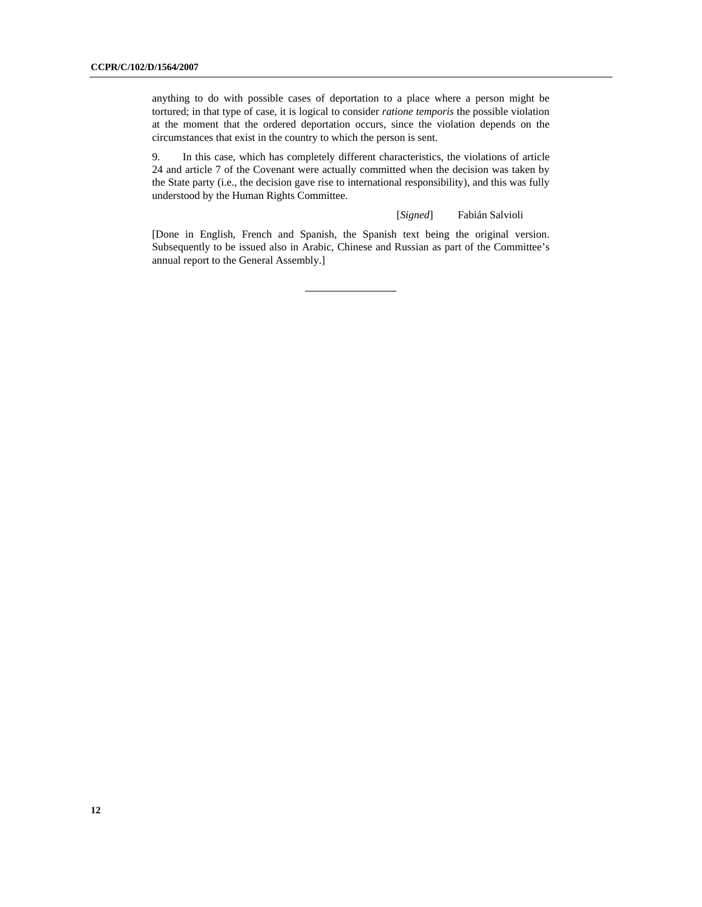anything to do with possible cases of deportation to a place where a person might be tortured; in that type of case, it is logical to consider *ratione temporis* the possible violation at the moment that the ordered deportation occurs, since the violation depends on the circumstances that exist in the country to which the person is sent.

9. In this case, which has completely different characteristics, the violations of article 24 and article 7 of the Covenant were actually committed when the decision was taken by the State party (i.e., the decision gave rise to international responsibility), and this was fully understood by the Human Rights Committee.

[*Signed*] Fabián Salvioli

[Done in English, French and Spanish, the Spanish text being the original version. Subsequently to be issued also in Arabic, Chinese and Russian as part of the Committee's annual report to the General Assembly.]